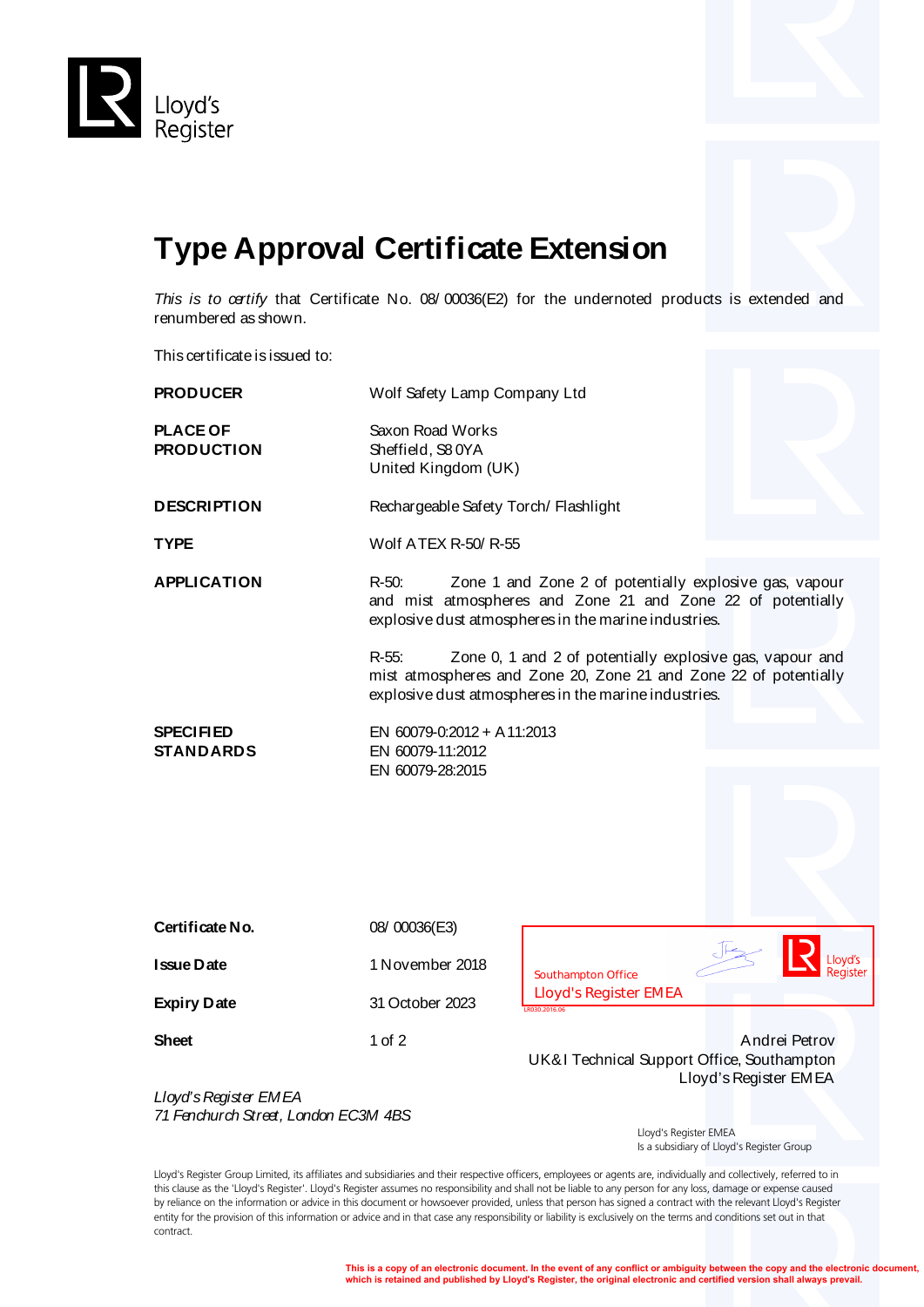Lloyd's Register

# Type Approval Certificate Extension

*This is to certify* that Certificate No. 08/00036(E2) for the undernoted products is extended and renumbered as shown.

This certificate is issued to:

| | |
|---|---|
| **PRODUCER** | Wolf Safety Lamp Company Ltd |
| **PLACE OF PRODUCTION** | Saxon Road Works<br>Sheffield, S8 0YA<br>United Kingdom (UK) |
| **DESCRIPTION** | Rechargeable Safety Torch/Flashlight |
| **TYPE** | Wolf ATEX R-50/R-55 |
| **APPLICATION** | R-50: Zone 1 and Zone 2 of potentially explosive gas, vapour and mist atmospheres and Zone 21 and Zone 22 of potentially explosive dust atmospheres in the marine industries.<br><br>R-55: Zone 0, 1 and 2 of potentially explosive gas, vapour and mist atmospheres and Zone 20, Zone 21 and Zone 22 of potentially explosive dust atmospheres in the marine industries. |
| **SPECIFIED STANDARDS** | EN 60079-0:2012 + A11:2013<br>EN 60079-11:2012<br>EN 60079-28:2015 |

| | |
|---|---|
| **Certificate No.** | 08/00036(E3) |
| **Issue Date** | 1 November 2018 |
| **Expiry Date** | 31 October 2023 |
| **Sheet** | 1 of 2 |

Southampton Office
Lloyd's Register EMEA

LR030.2016.06

Andrei Petrov
UK&I Technical Support Office, Southampton
Lloyd's Register EMEA

*Lloyd's Register EMEA*
*71 Fenchurch Street, London EC3M 4BS*

Lloyd's Register EMEA
Is a subsidiary of Lloyd's Register Group

Lloyd's Register Group Limited, its affiliates and subsidiaries and their respective officers, employees or agents are, individually and collectively, referred to in this clause as the 'Lloyd's Register'. Lloyd's Register assumes no responsibility and shall not be liable to any person for any loss, damage or expense caused by reliance on the information or advice in this document or howsoever provided, unless that person has signed a contract with the relevant Lloyd's Register entity for the provision of this information or advice and in that case any responsibility or liability is exclusively on the terms and conditions set out in that contract.

**This is a copy of an electronic document. In the event of any conflict or ambiguity between the copy and the electronic document, which is retained and published by Lloyd's Register, the original electronic and certified version shall always prevail.**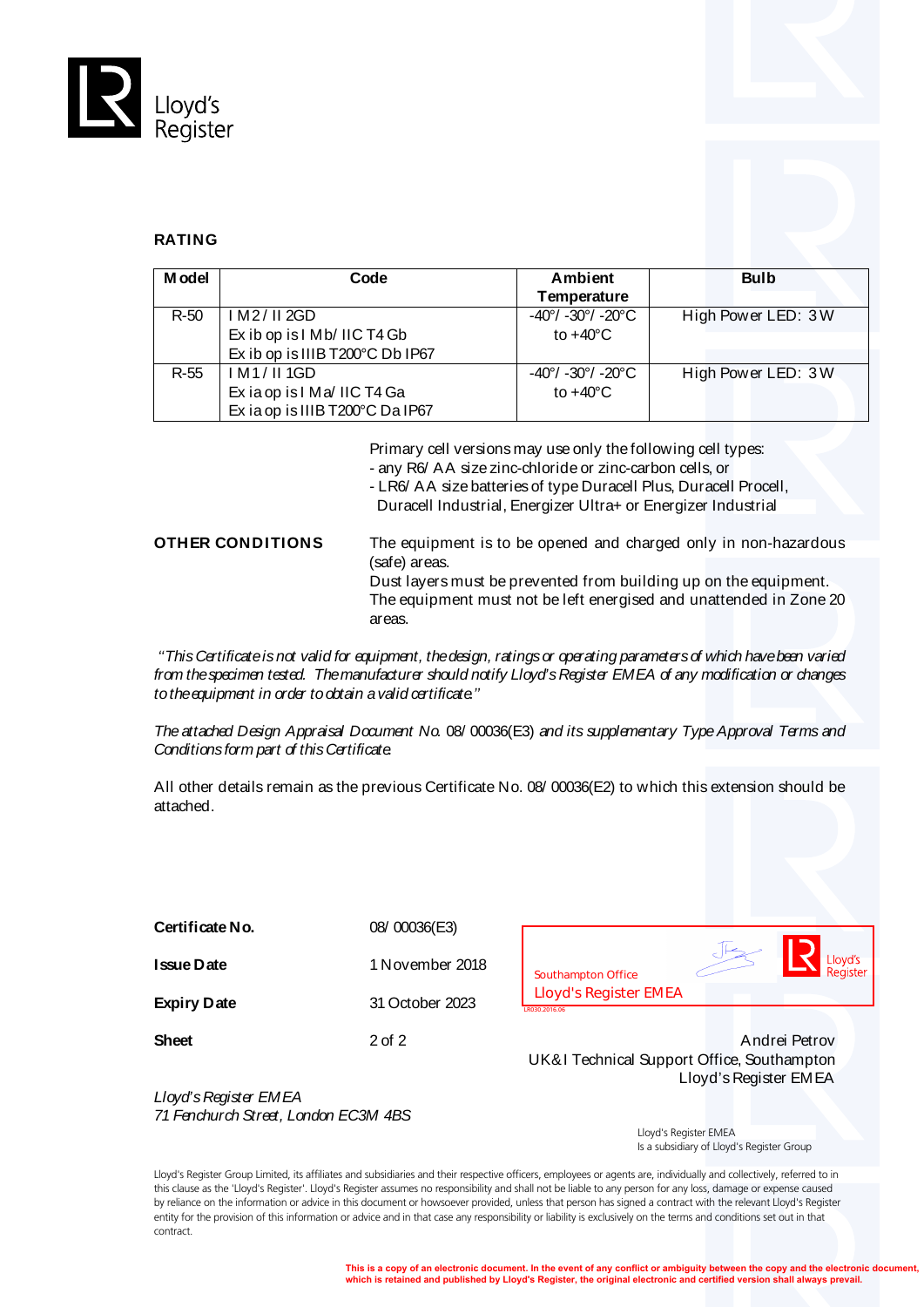Lloyd's Register

## RATING

| Model | Code | Ambient Temperature | Bulb |
|---|---|---|---|
| R-50 | I M2 / II 2GD<br>Ex ib op is I Mb/ IIC T4 Gb<br>Ex ib op is IIIB T200°C Db IP67 | -40°/ -30°/ -20°C to +40°C | High Power LED: 3 W |
| R-55 | I M1 / II 1GD<br>Ex ia op is I Ma/ IIC T4 Ga<br>Ex ia op is IIIB T200°C Da IP67 | -40°/ -30°/ -20°C to +40°C | High Power LED: 3 W |

Primary cell versions may use only the following cell types:
- any R6/ AA size zinc-chloride or zinc-carbon cells, or
- LR6/ AA size batteries of type Duracell Plus, Duracell Procell, Duracell Industrial, Energizer Ultra+ or Energizer Industrial

**OTHER CONDITIONS**

The equipment is to be opened and charged only in non-hazardous (safe) areas.
Dust layers must be prevented from building up on the equipment.
The equipment must not be left energised and unattended in Zone 20 areas.

*"This Certificate is not valid for equipment, the design, ratings or operating parameters of which have been varied from the specimen tested. The manufacturer should notify Lloyd's Register EMEA of any modification or changes to the equipment in order to obtain a valid certificate."*

*The attached Design Appraisal Document No.* 08/ 00036(E3) *and its supplementary Type Approval Terms and Conditions form part of this Certificate.*

All other details remain as the previous Certificate No. 08/ 00036(E2) to which this extension should be attached.

| | |
|---|---|
| **Certificate No.** | 08/ 00036(E3) |
| **Issue Date** | 1 November 2018 |
| **Expiry Date** | 31 October 2023 |
| **Sheet** | 2 of 2 |

Southampton Office
Lloyd's Register EMEA
LR030.2016.06

Andrei Petrov
UK&I Technical Support Office, Southampton
Lloyd's Register EMEA

*Lloyd's Register EMEA*
*71 Fenchurch Street, London EC3M 4BS*

Lloyd's Register EMEA
Is a subsidiary of Lloyd's Register Group

Lloyd's Register Group Limited, its affiliates and subsidiaries and their respective officers, employees or agents are, individually and collectively, referred to in this clause as the 'Lloyd's Register'. Lloyd's Register assumes no responsibility and shall not be liable to any person for any loss, damage or expense caused by reliance on the information or advice in this document or howsoever provided, unless that person has signed a contract with the relevant Lloyd's Register entity for the provision of this information or advice and in that case any responsibility or liability is exclusively on the terms and conditions set out in that contract.

**This is a copy of an electronic document. In the event of any conflict or ambiguity between the copy and the electronic document, which is retained and published by Lloyd's Register, the original electronic and certified version shall always prevail.**